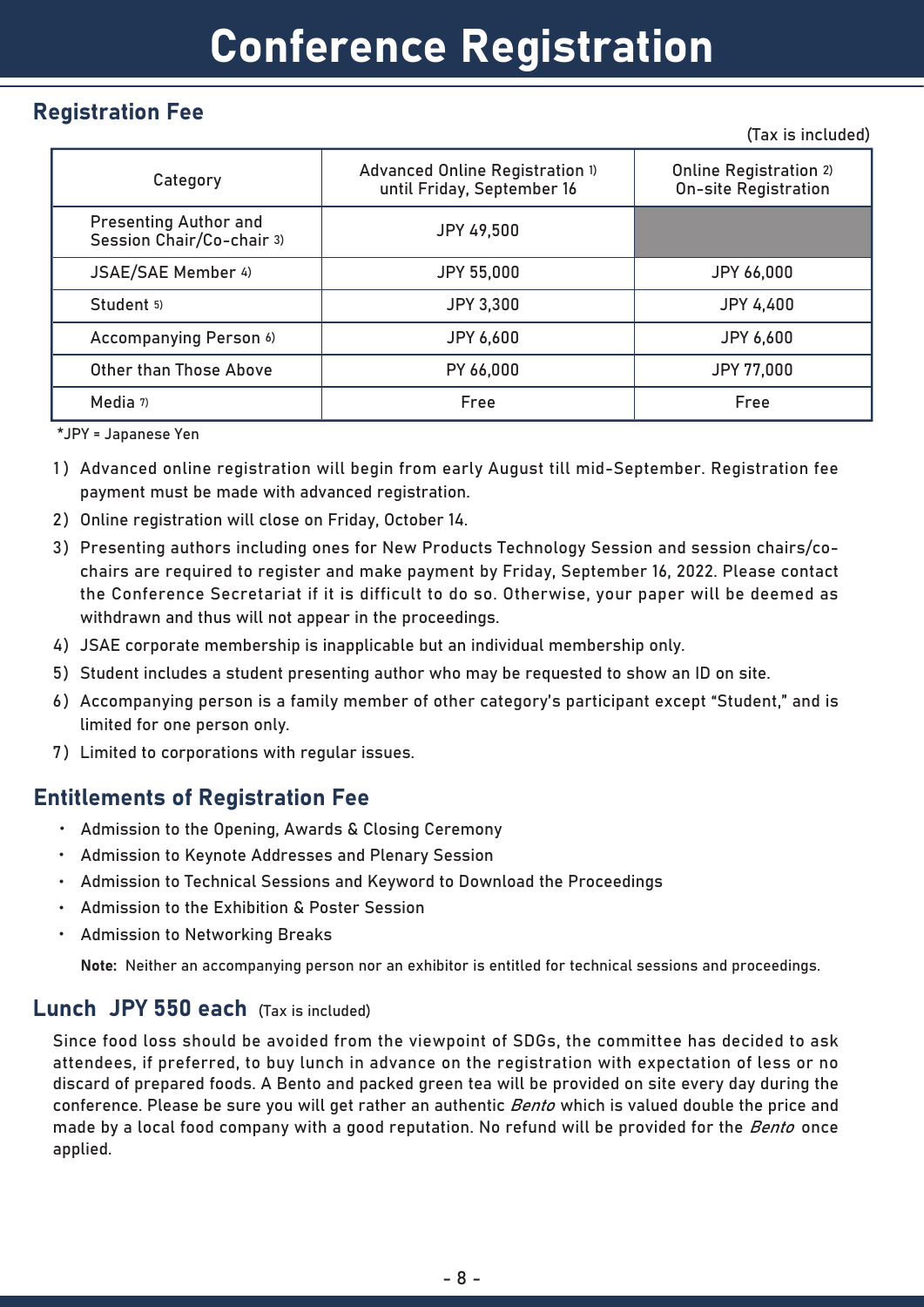# Conference Registration

## Registration Fee

(Tax is included)

| Category | Advanced Online Registration 1) until Friday, September 16 | Online Registration 2) On-site Registration |
|---|---|---|
| Presenting Author and Session Chair/Co-chair 3) | JPY 49,500 | |
| JSAE/SAE Member 4) | JPY 55,000 | JPY 66,000 |
| Student 5) | JPY 3,300 | JPY 4,400 |
| Accompanying Person 6) | JPY 6,600 | JPY 6,600 |
| Other than Those Above | PY 66,000 | JPY 77,000 |
| Media 7) | Free | Free |

*JPY = Japanese Yen

1) Advanced online registration will begin from early August till mid-September. Registration fee payment must be made with advanced registration.
2) Online registration will close on Friday, October 14.
3) Presenting authors including ones for New Products Technology Session and session chairs/co-chairs are required to register and make payment by Friday, September 16, 2022. Please contact the Conference Secretariat if it is difficult to do so. Otherwise, your paper will be deemed as withdrawn and thus will not appear in the proceedings.
4) JSAE corporate membership is inapplicable but an individual membership only.
5) Student includes a student presenting author who may be requested to show an ID on site.
6) Accompanying person is a family member of other category's participant except "Student," and is limited for one person only.
7) Limited to corporations with regular issues.

## Entitlements of Registration Fee

- Admission to the Opening, Awards & Closing Ceremony
- Admission to Keynote Addresses and Plenary Session
- Admission to Technical Sessions and Keyword to Download the Proceedings
- Admission to the Exhibition & Poster Session
- Admission to Networking Breaks

**Note:** Neither an accompanying person nor an exhibitor is entitled for technical sessions and proceedings.

## Lunch JPY 550 each (Tax is included)

Since food loss should be avoided from the viewpoint of SDGs, the committee has decided to ask attendees, if preferred, to buy lunch in advance on the registration with expectation of less or no discard of prepared foods. A Bento and packed green tea will be provided on site every day during the conference. Please be sure you will get rather an authentic *Bento* which is valued double the price and made by a local food company with a good reputation. No refund will be provided for the *Bento* once applied.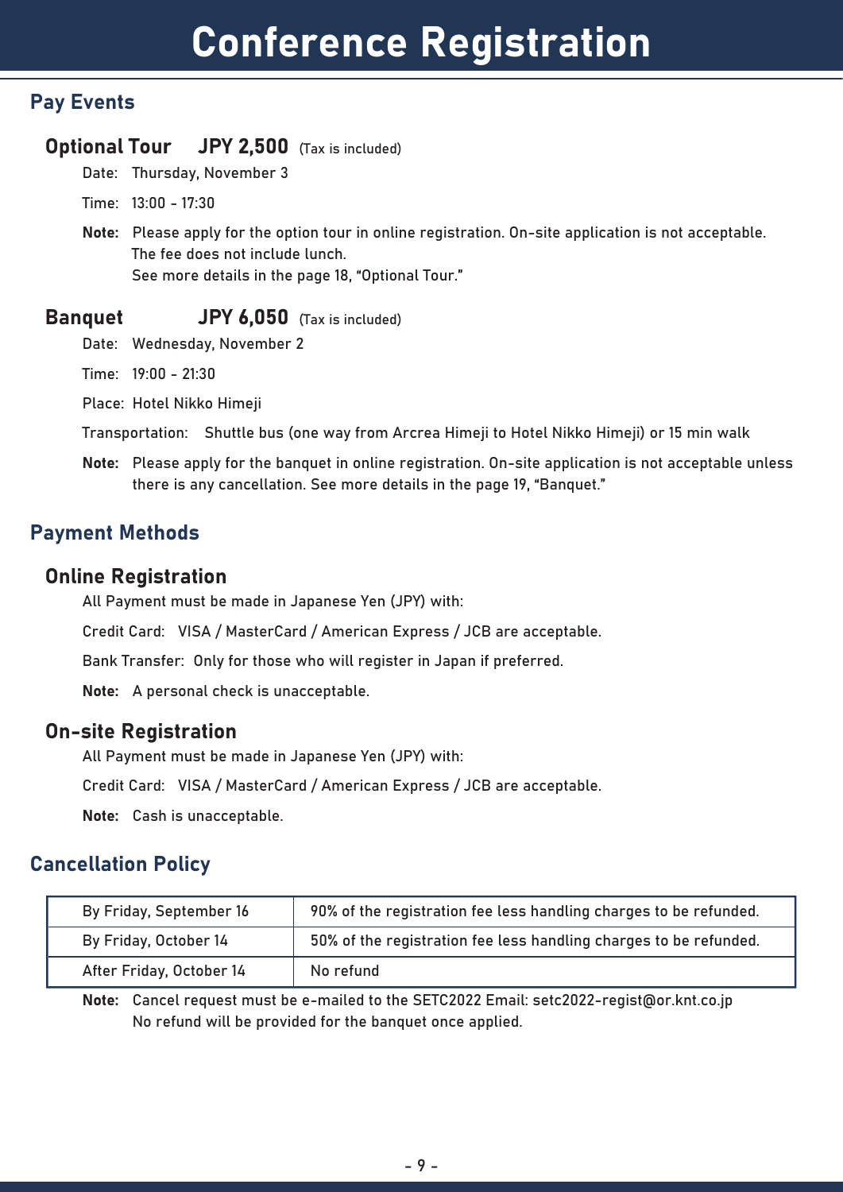# Conference Registration

## Pay Events

### Optional Tour JPY 2,500 (Tax is included)

Date: Thursday, November 3

Time: 13:00 - 17:30

**Note:** Please apply for the option tour in online registration. On-site application is not acceptable.
The fee does not include lunch.
See more details in the page 18, "Optional Tour."

### Banquet JPY 6,050 (Tax is included)

Date: Wednesday, November 2

Time: 19:00 - 21:30

Place: Hotel Nikko Himeji

Transportation: Shuttle bus (one way from Arcrea Himeji to Hotel Nikko Himeji) or 15 min walk

**Note:** Please apply for the banquet in online registration. On-site application is not acceptable unless there is any cancellation. See more details in the page 19, "Banquet."

## Payment Methods

### Online Registration

All Payment must be made in Japanese Yen (JPY) with:

Credit Card: VISA / MasterCard / American Express / JCB are acceptable.

Bank Transfer: Only for those who will register in Japan if preferred.

**Note:** A personal check is unacceptable.

### On-site Registration

All Payment must be made in Japanese Yen (JPY) with:

Credit Card: VISA / MasterCard / American Express / JCB are acceptable.

**Note:** Cash is unacceptable.

## Cancellation Policy

| | |
|---|---|
| By Friday, September 16 | 90% of the registration fee less handling charges to be refunded. |
| By Friday, October 14 | 50% of the registration fee less handling charges to be refunded. |
| After Friday, October 14 | No refund |

**Note:** Cancel request must be e-mailed to the SETC2022 Email: setc2022-regist@or.knt.co.jp
No refund will be provided for the banquet once applied.